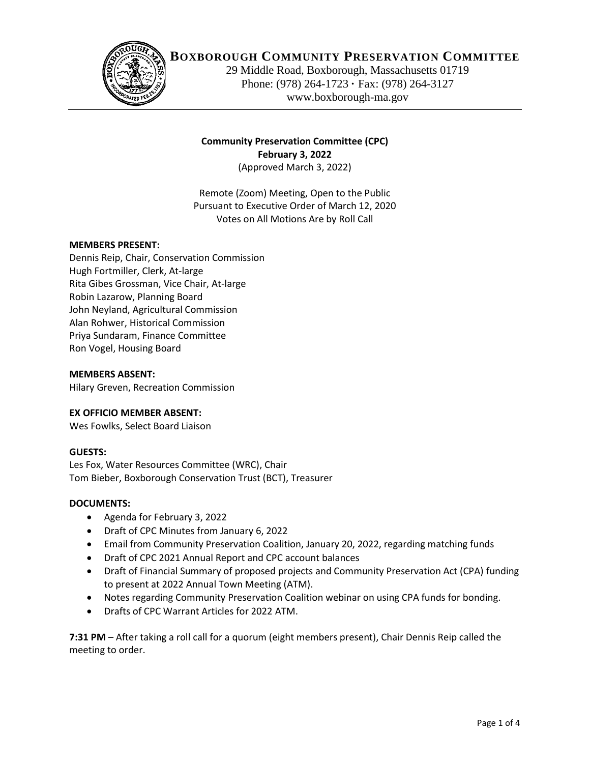# BOXBOROUGH COMMUNITY PRESERVATION COMMITTEE

29 Middle Road, Boxborough, Massachusetts 01719
Phone: (978) 264-1723 · Fax: (978) 264-3127
www.boxborough-ma.gov

**Community Preservation Committee (CPC)**
**February 3, 2022**
(Approved March 3, 2022)

Remote (Zoom) Meeting, Open to the Public
Pursuant to Executive Order of March 12, 2020
Votes on All Motions Are by Roll Call

**MEMBERS PRESENT:**
Dennis Reip, Chair, Conservation Commission
Hugh Fortmiller, Clerk, At-large
Rita Gibes Grossman, Vice Chair, At-large
Robin Lazarow, Planning Board
John Neyland, Agricultural Commission
Alan Rohwer, Historical Commission
Priya Sundaram, Finance Committee
Ron Vogel, Housing Board

**MEMBERS ABSENT:**
Hilary Greven, Recreation Commission

**EX OFFICIO MEMBER ABSENT:**
Wes Fowlks, Select Board Liaison

**GUESTS:**
Les Fox, Water Resources Committee (WRC), Chair
Tom Bieber, Boxborough Conservation Trust (BCT), Treasurer

**DOCUMENTS:**

- Agenda for February 3, 2022
- Draft of CPC Minutes from January 6, 2022
- Email from Community Preservation Coalition, January 20, 2022, regarding matching funds
- Draft of CPC 2021 Annual Report and CPC account balances
- Draft of Financial Summary of proposed projects and Community Preservation Act (CPA) funding to present at 2022 Annual Town Meeting (ATM).
- Notes regarding Community Preservation Coalition webinar on using CPA funds for bonding.
- Drafts of CPC Warrant Articles for 2022 ATM.

**7:31 PM** – After taking a roll call for a quorum (eight members present), Chair Dennis Reip called the meeting to order.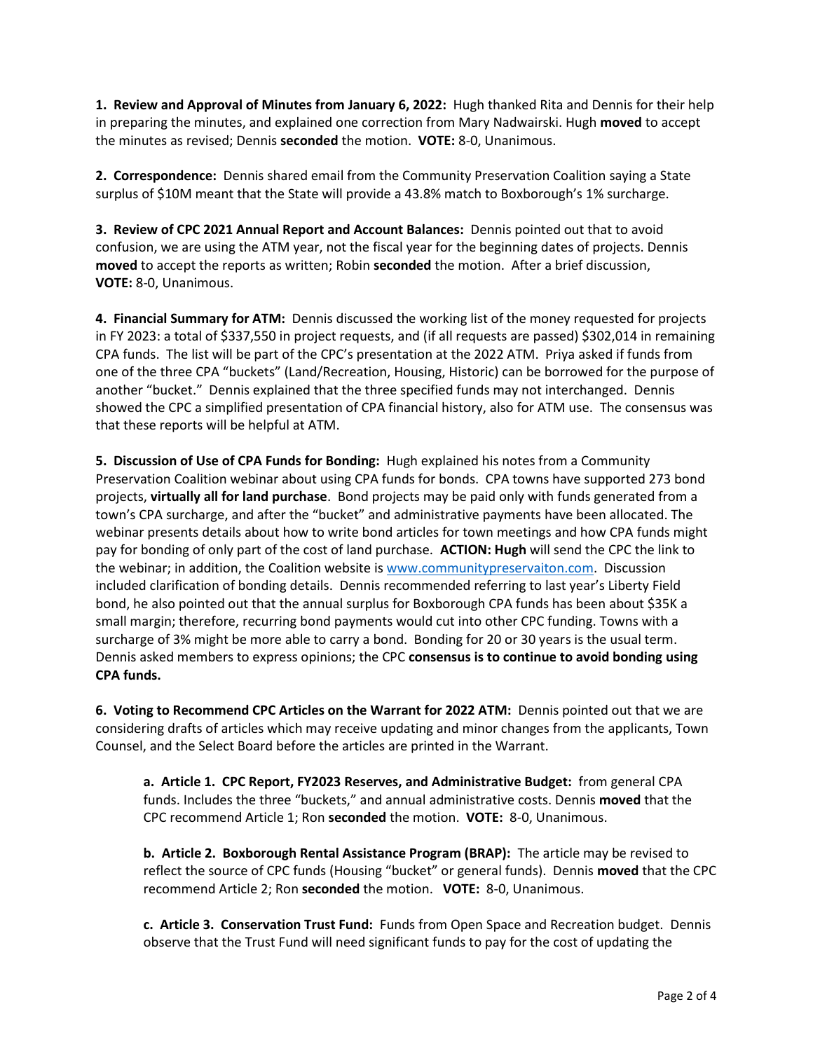**1. Review and Approval of Minutes from January 6, 2022:** Hugh thanked Rita and Dennis for their help in preparing the minutes, and explained one correction from Mary Nadwairski. Hugh **moved** to accept the minutes as revised; Dennis **seconded** the motion. **VOTE:** 8-0, Unanimous.

**2. Correspondence:** Dennis shared email from the Community Preservation Coalition saying a State surplus of $10M meant that the State will provide a 43.8% match to Boxborough's 1% surcharge.

**3. Review of CPC 2021 Annual Report and Account Balances:** Dennis pointed out that to avoid confusion, we are using the ATM year, not the fiscal year for the beginning dates of projects. Dennis **moved** to accept the reports as written; Robin **seconded** the motion. After a brief discussion, **VOTE:** 8-0, Unanimous.

**4. Financial Summary for ATM:** Dennis discussed the working list of the money requested for projects in FY 2023: a total of $337,550 in project requests, and (if all requests are passed) $302,014 in remaining CPA funds. The list will be part of the CPC's presentation at the 2022 ATM. Priya asked if funds from one of the three CPA "buckets" (Land/Recreation, Housing, Historic) can be borrowed for the purpose of another "bucket." Dennis explained that the three specified funds may not interchanged. Dennis showed the CPC a simplified presentation of CPA financial history, also for ATM use. The consensus was that these reports will be helpful at ATM.

**5. Discussion of Use of CPA Funds for Bonding:** Hugh explained his notes from a Community Preservation Coalition webinar about using CPA funds for bonds. CPA towns have supported 273 bond projects, **virtually all for land purchase**. Bond projects may be paid only with funds generated from a town's CPA surcharge, and after the "bucket" and administrative payments have been allocated. The webinar presents details about how to write bond articles for town meetings and how CPA funds might pay for bonding of only part of the cost of land purchase. **ACTION: Hugh** will send the CPC the link to the webinar; in addition, the Coalition website is [www.communitypreservaiton.com](www.communitypreservaiton.com). Discussion included clarification of bonding details. Dennis recommended referring to last year's Liberty Field bond, he also pointed out that the annual surplus for Boxborough CPA funds has been about $35K a small margin; therefore, recurring bond payments would cut into other CPC funding. Towns with a surcharge of 3% might be more able to carry a bond. Bonding for 20 or 30 years is the usual term. Dennis asked members to express opinions; the CPC **consensus is to continue to avoid bonding using CPA funds.**

**6. Voting to Recommend CPC Articles on the Warrant for 2022 ATM:** Dennis pointed out that we are considering drafts of articles which may receive updating and minor changes from the applicants, Town Counsel, and the Select Board before the articles are printed in the Warrant.

> **a. Article 1. CPC Report, FY2023 Reserves, and Administrative Budget:** from general CPA funds. Includes the three "buckets," and annual administrative costs. Dennis **moved** that the CPC recommend Article 1; Ron **seconded** the motion. **VOTE:** 8-0, Unanimous.
>
> **b. Article 2. Boxborough Rental Assistance Program (BRAP):** The article may be revised to reflect the source of CPC funds (Housing "bucket" or general funds). Dennis **moved** that the CPC recommend Article 2; Ron **seconded** the motion. **VOTE:** 8-0, Unanimous.
>
> **c. Article 3. Conservation Trust Fund:** Funds from Open Space and Recreation budget. Dennis observe that the Trust Fund will need significant funds to pay for the cost of updating the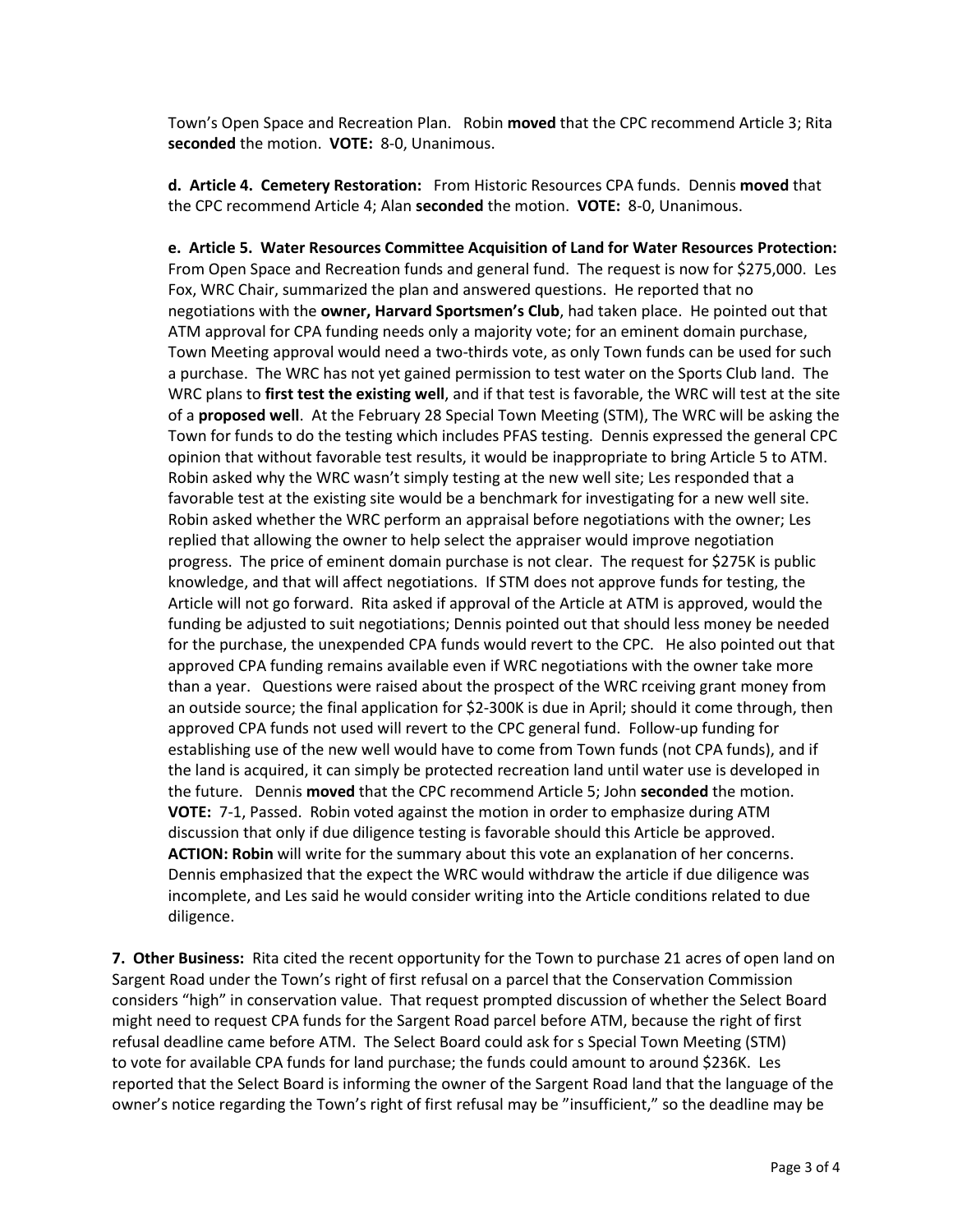Town's Open Space and Recreation Plan. Robin **moved** that the CPC recommend Article 3; Rita **seconded** the motion. **VOTE:** 8-0, Unanimous.

**d. Article 4. Cemetery Restoration:** From Historic Resources CPA funds. Dennis **moved** that the CPC recommend Article 4; Alan **seconded** the motion. **VOTE:** 8-0, Unanimous.

**e. Article 5. Water Resources Committee Acquisition of Land for Water Resources Protection:** From Open Space and Recreation funds and general fund. The request is now for $275,000. Les Fox, WRC Chair, summarized the plan and answered questions. He reported that no negotiations with the **owner, Harvard Sportsmen's Club**, had taken place. He pointed out that ATM approval for CPA funding needs only a majority vote; for an eminent domain purchase, Town Meeting approval would need a two-thirds vote, as only Town funds can be used for such a purchase. The WRC has not yet gained permission to test water on the Sports Club land. The WRC plans to **first test the existing well**, and if that test is favorable, the WRC will test at the site of a **proposed well**. At the February 28 Special Town Meeting (STM), The WRC will be asking the Town for funds to do the testing which includes PFAS testing. Dennis expressed the general CPC opinion that without favorable test results, it would be inappropriate to bring Article 5 to ATM. Robin asked why the WRC wasn't simply testing at the new well site; Les responded that a favorable test at the existing site would be a benchmark for investigating for a new well site. Robin asked whether the WRC perform an appraisal before negotiations with the owner; Les replied that allowing the owner to help select the appraiser would improve negotiation progress. The price of eminent domain purchase is not clear. The request for $275K is public knowledge, and that will affect negotiations. If STM does not approve funds for testing, the Article will not go forward. Rita asked if approval of the Article at ATM is approved, would the funding be adjusted to suit negotiations; Dennis pointed out that should less money be needed for the purchase, the unexpended CPA funds would revert to the CPC. He also pointed out that approved CPA funding remains available even if WRC negotiations with the owner take more than a year. Questions were raised about the prospect of the WRC rceiving grant money from an outside source; the final application for $2-300K is due in April; should it come through, then approved CPA funds not used will revert to the CPC general fund. Follow-up funding for establishing use of the new well would have to come from Town funds (not CPA funds), and if the land is acquired, it can simply be protected recreation land until water use is developed in the future. Dennis **moved** that the CPC recommend Article 5; John **seconded** the motion. **VOTE:** 7-1, Passed. Robin voted against the motion in order to emphasize during ATM discussion that only if due diligence testing is favorable should this Article be approved. **ACTION: Robin** will write for the summary about this vote an explanation of her concerns. Dennis emphasized that the expect the WRC would withdraw the article if due diligence was incomplete, and Les said he would consider writing into the Article conditions related to due diligence.

**7. Other Business:** Rita cited the recent opportunity for the Town to purchase 21 acres of open land on Sargent Road under the Town's right of first refusal on a parcel that the Conservation Commission considers "high" in conservation value. That request prompted discussion of whether the Select Board might need to request CPA funds for the Sargent Road parcel before ATM, because the right of first refusal deadline came before ATM. The Select Board could ask for s Special Town Meeting (STM) to vote for available CPA funds for land purchase; the funds could amount to around $236K. Les reported that the Select Board is informing the owner of the Sargent Road land that the language of the owner's notice regarding the Town's right of first refusal may be "insufficient," so the deadline may be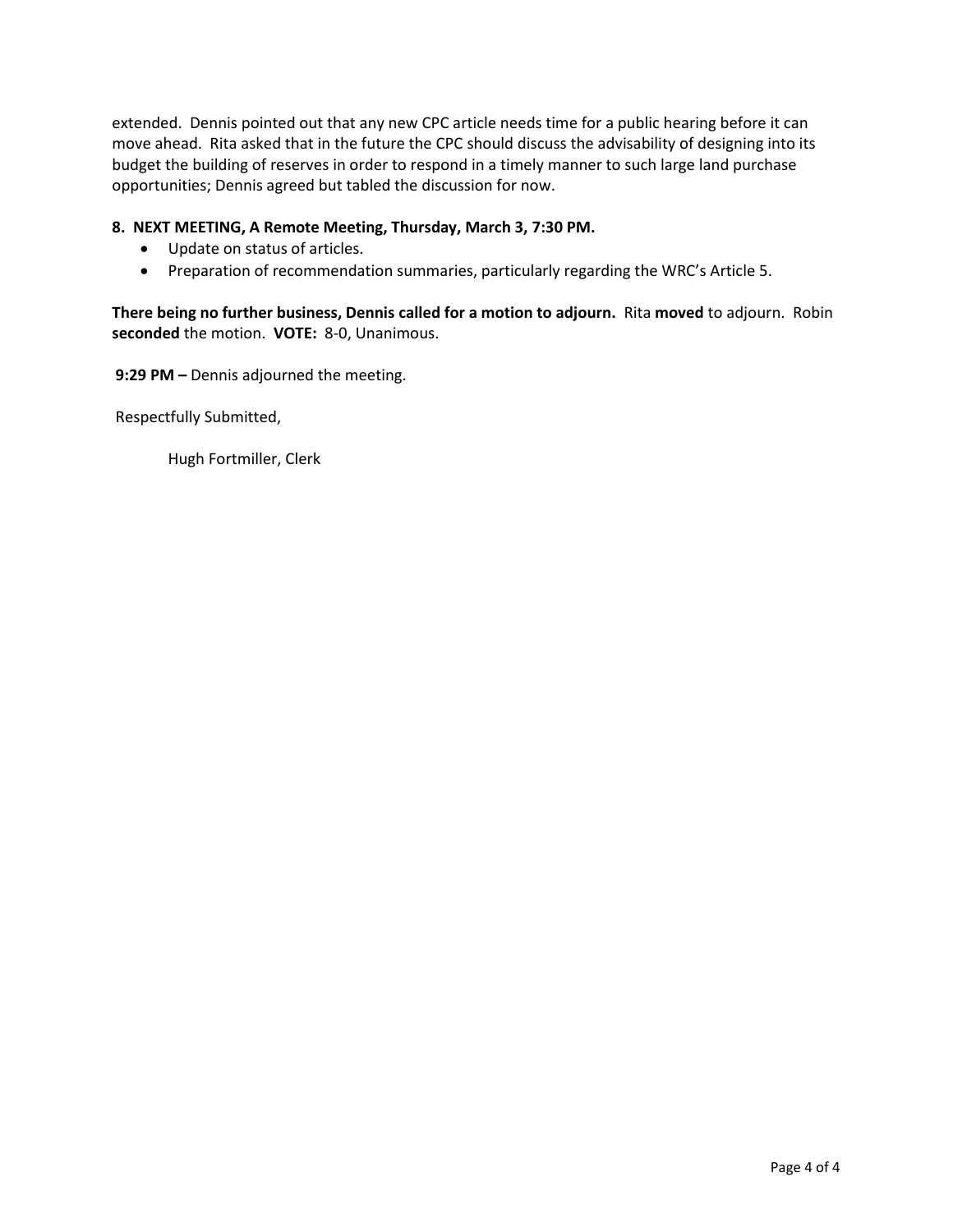extended. Dennis pointed out that any new CPC article needs time for a public hearing before it can move ahead. Rita asked that in the future the CPC should discuss the advisability of designing into its budget the building of reserves in order to respond in a timely manner to such large land purchase opportunities; Dennis agreed but tabled the discussion for now.

**8. NEXT MEETING, A Remote Meeting, Thursday, March 3, 7:30 PM.**

- Update on status of articles.
- Preparation of recommendation summaries, particularly regarding the WRC's Article 5.

**There being no further business, Dennis called for a motion to adjourn.** Rita **moved** to adjourn. Robin **seconded** the motion. **VOTE:** 8-0, Unanimous.

**9:29 PM –** Dennis adjourned the meeting.

Respectfully Submitted,

Hugh Fortmiller, Clerk